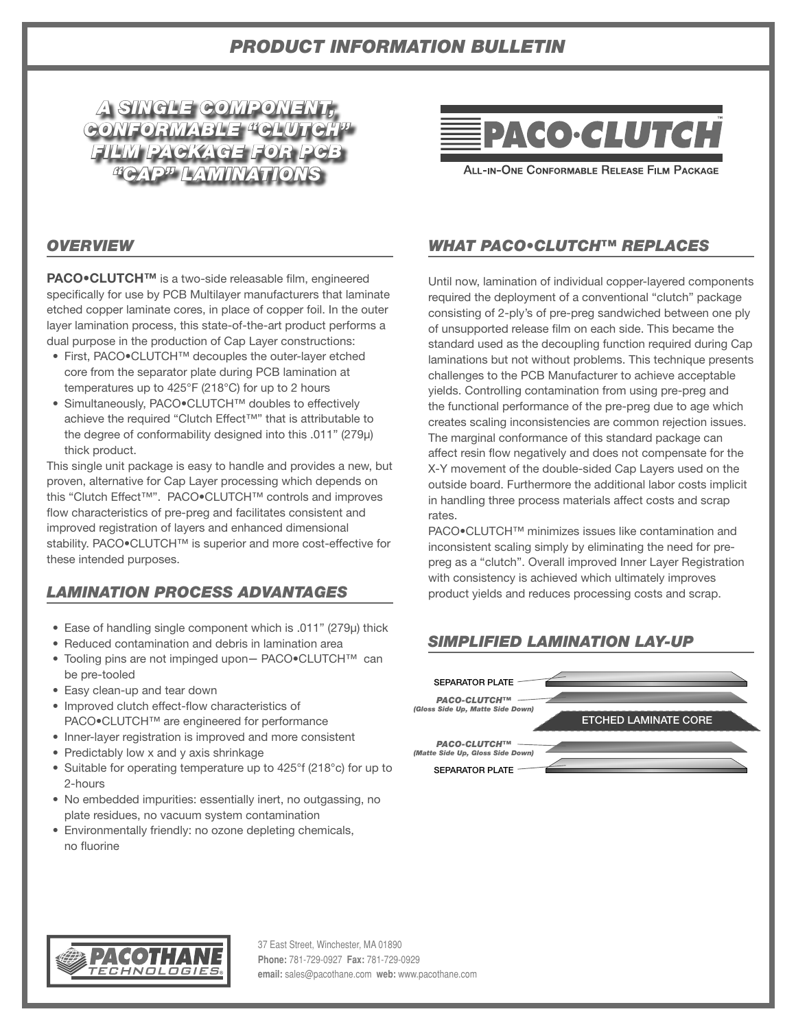# PRODUCT INFORMATION BULLETIN

## A SINGLE COMPONENT, CONFORMABLE "CLUTCH" FILM PACKAGE FOR PCB "CAP" LAMINATIONS

**PACO·CLUTCH™**

All-in-One Conformable Release Film Package

## OVERVIEW

**PACO•CLUTCH™** is a two-side releasable film, engineered specifically for use by PCB Multilayer manufacturers that laminate etched copper laminate cores, in place of copper foil. In the outer layer lamination process, this state-of-the-art product performs a dual purpose in the production of Cap Layer constructions:

- First, PACO•CLUTCH™ decouples the outer-layer etched core from the separator plate during PCB lamination at temperatures up to 425°F (218°C) for up to 2 hours
- Simultaneously, PACO•CLUTCH™ doubles to effectively achieve the required "Clutch Effect™" that is attributable to the degree of conformability designed into this .011" (279μ) thick product.

This single unit package is easy to handle and provides a new, but proven, alternative for Cap Layer processing which depends on this "Clutch Effect™". PACO•CLUTCH™ controls and improves flow characteristics of pre-preg and facilitates consistent and improved registration of layers and enhanced dimensional stability. PACO•CLUTCH™ is superior and more cost-effective for these intended purposes.

## LAMINATION PROCESS ADVANTAGES

- Ease of handling single component which is .011" (279μ) thick
- Reduced contamination and debris in lamination area
- Tooling pins are not impinged upon— PACO•CLUTCH™ can be pre-tooled
- Easy clean-up and tear down
- Improved clutch effect-flow characteristics of PACO•CLUTCH™ are engineered for performance
- Inner-layer registration is improved and more consistent
- Predictably low x and y axis shrinkage
- Suitable for operating temperature up to 425°f (218°c) for up to 2-hours
- No embedded impurities: essentially inert, no outgassing, no plate residues, no vacuum system contamination
- Environmentally friendly: no ozone depleting chemicals, no fluorine

## WHAT PACO•CLUTCH™ REPLACES

Until now, lamination of individual copper-layered components required the deployment of a conventional "clutch" package consisting of 2-ply's of pre-preg sandwiched between one ply of unsupported release film on each side. This became the standard used as the decoupling function required during Cap laminations but not without problems. This technique presents challenges to the PCB Manufacturer to achieve acceptable yields. Controlling contamination from using pre-preg and the functional performance of the pre-preg due to age which creates scaling inconsistencies are common rejection issues. The marginal conformance of this standard package can affect resin flow negatively and does not compensate for the X-Y movement of the double-sided Cap Layers used on the outside board. Furthermore the additional labor costs implicit in handling three process materials affect costs and scrap rates.

PACO•CLUTCH™ minimizes issues like contamination and inconsistent scaling simply by eliminating the need for pre-preg as a "clutch". Overall improved Inner Layer Registration with consistency is achieved which ultimately improves product yields and reduces processing costs and scrap.

## SIMPLIFIED LAMINATION LAY-UP

SEPARATOR PLATE

*PACO-CLUTCH™ (Gloss Side Up, Matte Side Down)*

ETCHED LAMINATE CORE

*PACO-CLUTCH™ (Matte Side Up, Gloss Side Down)*

SEPARATOR PLATE

PACOTHANE TECHNOLOGIES®

37 East Street, Winchester, MA 01890
**Phone:** 781-729-0927 **Fax:** 781-729-0929
**email:** sales@pacothane.com **web:** www.pacothane.com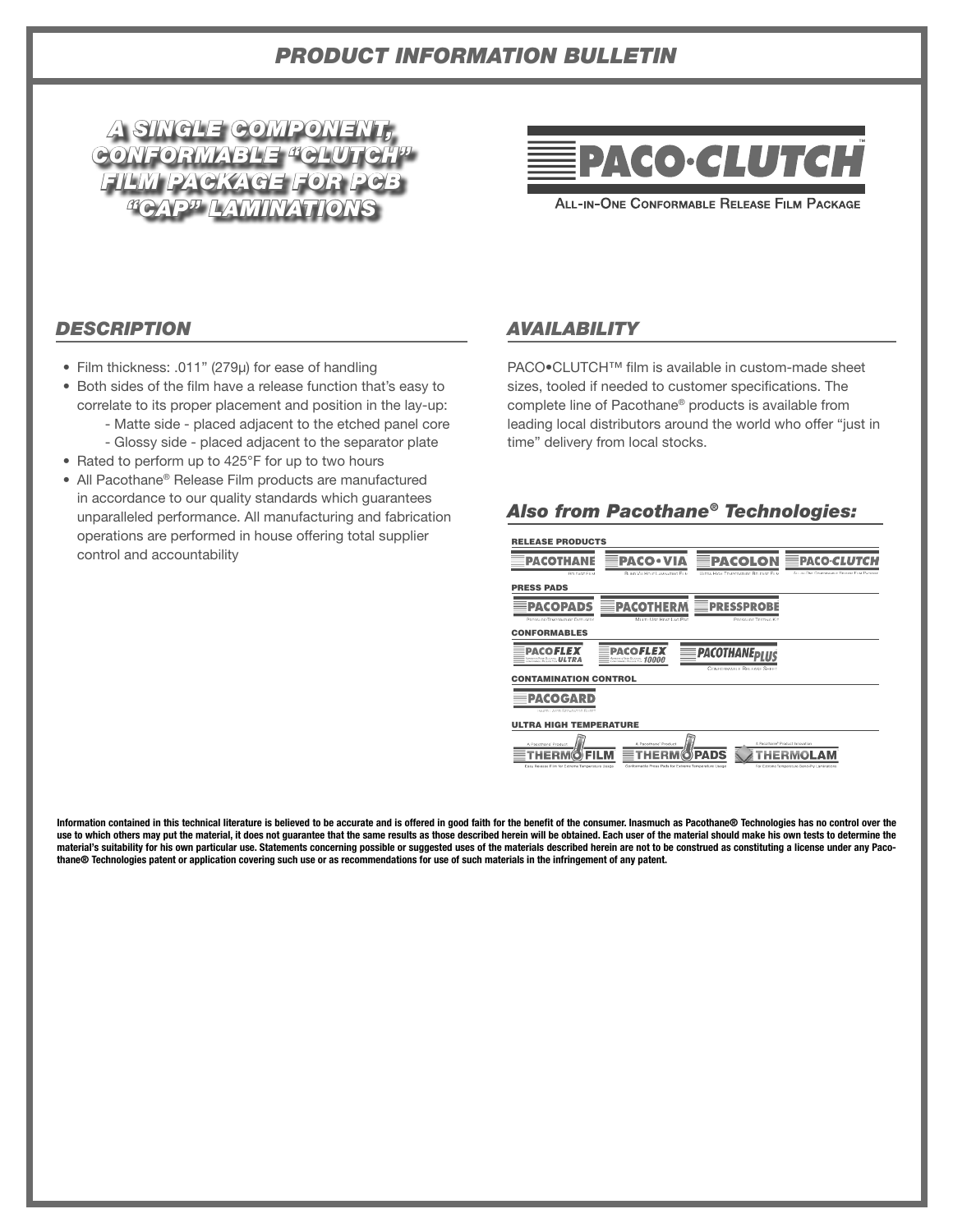# PRODUCT INFORMATION BULLETIN

## *A SINGLE COMPONENT, CONFORMABLE "CLUTCH" FILM PACKAGE FOR PCB "CAP" LAMINATIONS*

**PACO·CLUTCH™**

All-in-One Conformable Release Film Package

## *DESCRIPTION*

- Film thickness: .011" (279µ) for ease of handling
- Both sides of the film have a release function that's easy to correlate to its proper placement and position in the lay-up:
    - Matte side - placed adjacent to the etched panel core
    - Glossy side - placed adjacent to the separator plate
- Rated to perform up to 425°F for up to two hours
- All Pacothane® Release Film products are manufactured in accordance to our quality standards which guarantees unparalleled performance. All manufacturing and fabrication operations are performed in house offering total supplier control and accountability

## *AVAILABILITY*

PACO•CLUTCH™ film is available in custom-made sheet sizes, tooled if needed to customer specifications. The complete line of Pacothane® products is available from leading local distributors around the world who offer "just in time" delivery from local stocks.

## *Also from Pacothane® Technologies:*

**RELEASE PRODUCTS**

PACOTHANE · PACO•VIA · PACOLON · PACO·CLUTCH

**PRESS PADS**

PACOPADS · PACOTHERM · PRESSPROBE

**CONFORMABLES**

PACOFLEX ULTRA · PACOFLEX 10000 · PACOTHANEPLUS

**CONTAMINATION CONTROL**

PACOGARD

**ULTRA HIGH TEMPERATURE**

THERMOFILM · THERMOPADS · THERMOLAM

**Information contained in this technical literature is believed to be accurate and is offered in good faith for the benefit of the consumer. Inasmuch as Pacothane® Technologies has no control over the use to which others may put the material, it does not guarantee that the same results as those described herein will be obtained. Each user of the material should make his own tests to determine the material's suitability for his own particular use. Statements concerning possible or suggested uses of the materials described herein are not to be construed as constituting a license under any Pacothane® Technologies patent or application covering such use or as recommendations for use of such materials in the infringement of any patent.**